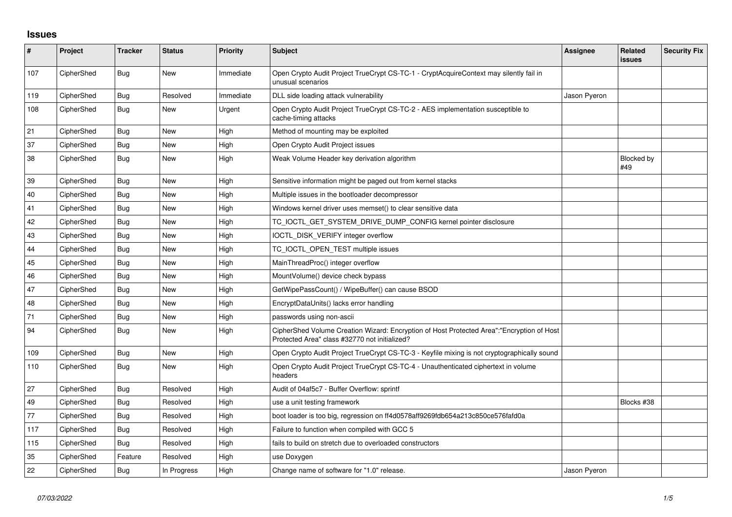## Issues

| # | Project | Tracker | Status | Priority | Subject | Assignee | Related issues | Security Fix |
|---|---|---|---|---|---|---|---|---|
| 107 | CipherShed | Bug | New | Immediate | Open Crypto Audit Project TrueCrypt CS-TC-1 - CryptAcquireContext may silently fail in unusual scenarios | | | |
| 119 | CipherShed | Bug | Resolved | Immediate | DLL side loading attack vulnerability | Jason Pyeron | | |
| 108 | CipherShed | Bug | New | Urgent | Open Crypto Audit Project TrueCrypt CS-TC-2 - AES implementation susceptible to cache-timing attacks | | | |
| 21 | CipherShed | Bug | New | High | Method of mounting may be exploited | | | |
| 37 | CipherShed | Bug | New | High | Open Crypto Audit Project issues | | | |
| 38 | CipherShed | Bug | New | High | Weak Volume Header key derivation algorithm | | Blocked by #49 | |
| 39 | CipherShed | Bug | New | High | Sensitive information might be paged out from kernel stacks | | | |
| 40 | CipherShed | Bug | New | High | Multiple issues in the bootloader decompressor | | | |
| 41 | CipherShed | Bug | New | High | Windows kernel driver uses memset() to clear sensitive data | | | |
| 42 | CipherShed | Bug | New | High | TC_IOCTL_GET_SYSTEM_DRIVE_DUMP_CONFIG kernel pointer disclosure | | | |
| 43 | CipherShed | Bug | New | High | IOCTL_DISK_VERIFY integer overflow | | | |
| 44 | CipherShed | Bug | New | High | TC_IOCTL_OPEN_TEST multiple issues | | | |
| 45 | CipherShed | Bug | New | High | MainThreadProc() integer overflow | | | |
| 46 | CipherShed | Bug | New | High | MountVolume() device check bypass | | | |
| 47 | CipherShed | Bug | New | High | GetWipePassCount() / WipeBuffer() can cause BSOD | | | |
| 48 | CipherShed | Bug | New | High | EncryptDataUnits() lacks error handling | | | |
| 71 | CipherShed | Bug | New | High | passwords using non-ascii | | | |
| 94 | CipherShed | Bug | New | High | CipherShed Volume Creation Wizard: Encryption of Host Protected Area":"Encryption of Host Protected Area" class #32770 not initialized? | | | |
| 109 | CipherShed | Bug | New | High | Open Crypto Audit Project TrueCrypt CS-TC-3 - Keyfile mixing is not cryptographically sound | | | |
| 110 | CipherShed | Bug | New | High | Open Crypto Audit Project TrueCrypt CS-TC-4 - Unauthenticated ciphertext in volume headers | | | |
| 27 | CipherShed | Bug | Resolved | High | Audit of 04af5c7 - Buffer Overflow: sprintf | | | |
| 49 | CipherShed | Bug | Resolved | High | use a unit testing framework | | Blocks #38 | |
| 77 | CipherShed | Bug | Resolved | High | boot loader is too big, regression on ff4d0578aff9269fdb654a213c850ce576fafd0a | | | |
| 117 | CipherShed | Bug | Resolved | High | Failure to function when compiled with GCC 5 | | | |
| 115 | CipherShed | Bug | Resolved | High | fails to build on stretch due to overloaded constructors | | | |
| 35 | CipherShed | Feature | Resolved | High | use Doxygen | | | |
| 22 | CipherShed | Bug | In Progress | High | Change name of software for "1.0" release. | Jason Pyeron | | |

*07/03/2022*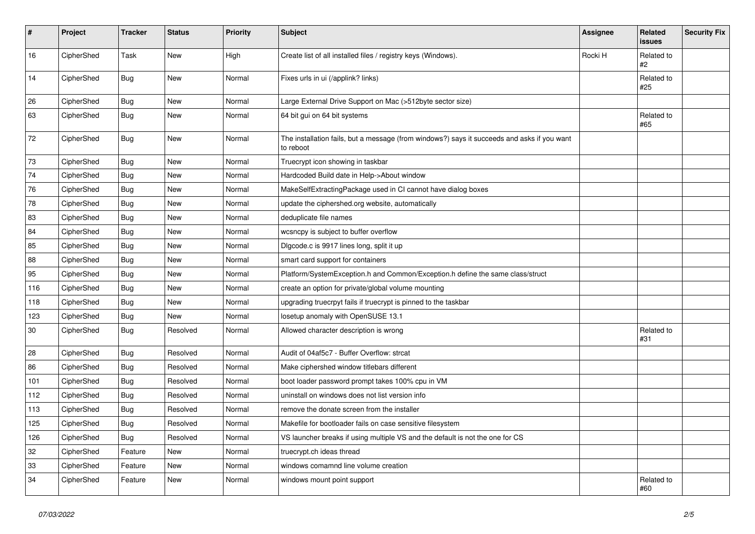| # | Project | Tracker | Status | Priority | Subject | Assignee | Related issues | Security Fix |
|---|---|---|---|---|---|---|---|---|
| 16 | CipherShed | Task | New | High | Create list of all installed files / registry keys (Windows). | Rocki H | Related to #2 | |
| 14 | CipherShed | Bug | New | Normal | Fixes urls in ui (/applink? links) | | Related to #25 | |
| 26 | CipherShed | Bug | New | Normal | Large External Drive Support on Mac (>512byte sector size) | | | |
| 63 | CipherShed | Bug | New | Normal | 64 bit gui on 64 bit systems | | Related to #65 | |
| 72 | CipherShed | Bug | New | Normal | The installation fails, but a message (from windows?) says it succeeds and asks if you want to reboot | | | |
| 73 | CipherShed | Bug | New | Normal | Truecrypt icon showing in taskbar | | | |
| 74 | CipherShed | Bug | New | Normal | Hardcoded Build date in Help->About window | | | |
| 76 | CipherShed | Bug | New | Normal | MakeSelfExtractingPackage used in CI cannot have dialog boxes | | | |
| 78 | CipherShed | Bug | New | Normal | update the ciphershed.org website, automatically | | | |
| 83 | CipherShed | Bug | New | Normal | deduplicate file names | | | |
| 84 | CipherShed | Bug | New | Normal | wcsncpy is subject to buffer overflow | | | |
| 85 | CipherShed | Bug | New | Normal | Dlgcode.c is 9917 lines long, split it up | | | |
| 88 | CipherShed | Bug | New | Normal | smart card support for containers | | | |
| 95 | CipherShed | Bug | New | Normal | Platform/SystemException.h and Common/Exception.h define the same class/struct | | | |
| 116 | CipherShed | Bug | New | Normal | create an option for private/global volume mounting | | | |
| 118 | CipherShed | Bug | New | Normal | upgrading truecrpyt fails if truecrypt is pinned to the taskbar | | | |
| 123 | CipherShed | Bug | New | Normal | losetup anomaly with OpenSUSE 13.1 | | | |
| 30 | CipherShed | Bug | Resolved | Normal | Allowed character description is wrong | | Related to #31 | |
| 28 | CipherShed | Bug | Resolved | Normal | Audit of 04af5c7 - Buffer Overflow: strcat | | | |
| 86 | CipherShed | Bug | Resolved | Normal | Make ciphershed window titlebars different | | | |
| 101 | CipherShed | Bug | Resolved | Normal | boot loader password prompt takes 100% cpu in VM | | | |
| 112 | CipherShed | Bug | Resolved | Normal | uninstall on windows does not list version info | | | |
| 113 | CipherShed | Bug | Resolved | Normal | remove the donate screen from the installer | | | |
| 125 | CipherShed | Bug | Resolved | Normal | Makefile for bootloader fails on case sensitive filesystem | | | |
| 126 | CipherShed | Bug | Resolved | Normal | VS launcher breaks if using multiple VS and the default is not the one for CS | | | |
| 32 | CipherShed | Feature | New | Normal | truecrypt.ch ideas thread | | | |
| 33 | CipherShed | Feature | New | Normal | windows comamnd line volume creation | | | |
| 34 | CipherShed | Feature | New | Normal | windows mount point support | | Related to #60 | |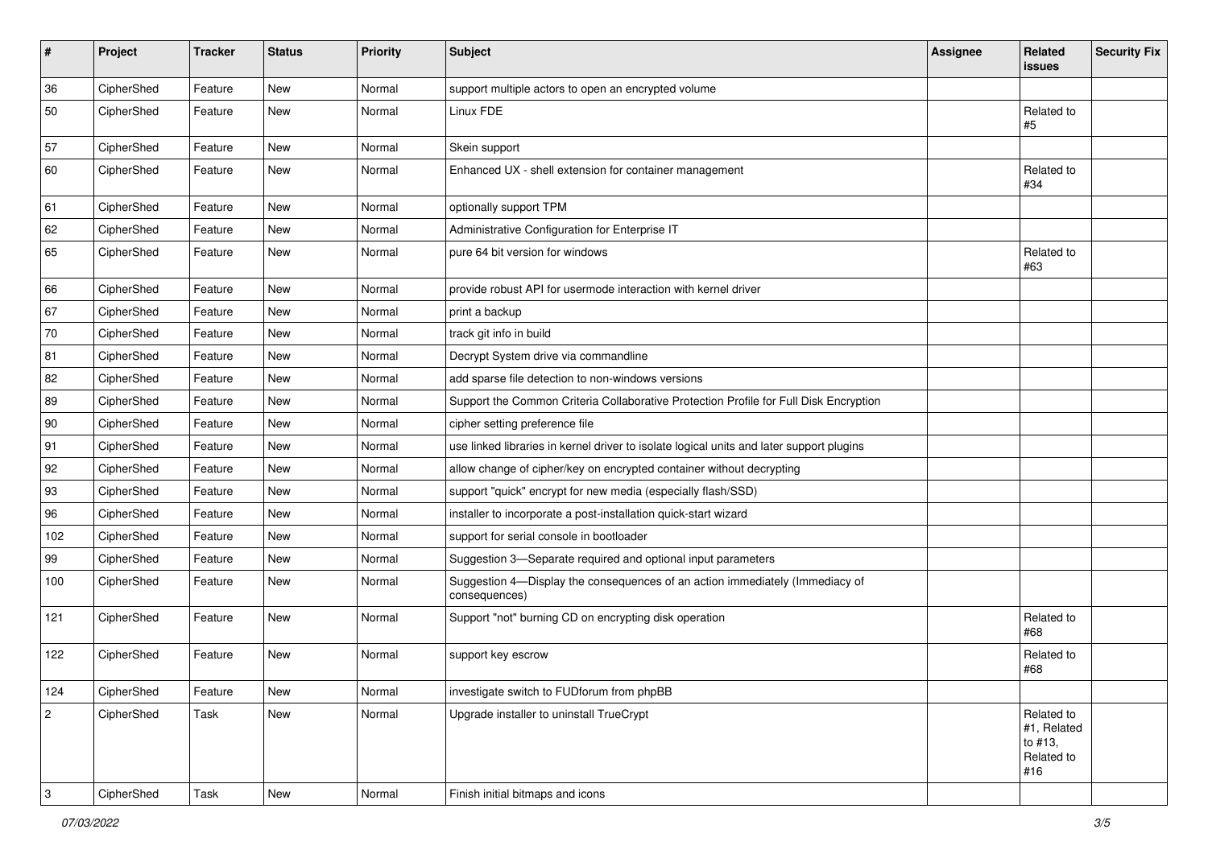| # | Project | Tracker | Status | Priority | Subject | Assignee | Related issues | Security Fix |
|---|---|---|---|---|---|---|---|---|
| 36 | CipherShed | Feature | New | Normal | support multiple actors to open an encrypted volume | | | |
| 50 | CipherShed | Feature | New | Normal | Linux FDE | | Related to #5 | |
| 57 | CipherShed | Feature | New | Normal | Skein support | | | |
| 60 | CipherShed | Feature | New | Normal | Enhanced UX - shell extension for container management | | Related to #34 | |
| 61 | CipherShed | Feature | New | Normal | optionally support TPM | | | |
| 62 | CipherShed | Feature | New | Normal | Administrative Configuration for Enterprise IT | | | |
| 65 | CipherShed | Feature | New | Normal | pure 64 bit version for windows | | Related to #63 | |
| 66 | CipherShed | Feature | New | Normal | provide robust API for usermode interaction with kernel driver | | | |
| 67 | CipherShed | Feature | New | Normal | print a backup | | | |
| 70 | CipherShed | Feature | New | Normal | track git info in build | | | |
| 81 | CipherShed | Feature | New | Normal | Decrypt System drive via commandline | | | |
| 82 | CipherShed | Feature | New | Normal | add sparse file detection to non-windows versions | | | |
| 89 | CipherShed | Feature | New | Normal | Support the Common Criteria Collaborative Protection Profile for Full Disk Encryption | | | |
| 90 | CipherShed | Feature | New | Normal | cipher setting preference file | | | |
| 91 | CipherShed | Feature | New | Normal | use linked libraries in kernel driver to isolate logical units and later support plugins | | | |
| 92 | CipherShed | Feature | New | Normal | allow change of cipher/key on encrypted container without decrypting | | | |
| 93 | CipherShed | Feature | New | Normal | support "quick" encrypt for new media (especially flash/SSD) | | | |
| 96 | CipherShed | Feature | New | Normal | installer to incorporate a post-installation quick-start wizard | | | |
| 102 | CipherShed | Feature | New | Normal | support for serial console in bootloader | | | |
| 99 | CipherShed | Feature | New | Normal | Suggestion 3—Separate required and optional input parameters | | | |
| 100 | CipherShed | Feature | New | Normal | Suggestion 4—Display the consequences of an action immediately (Immediacy of consequences) | | | |
| 121 | CipherShed | Feature | New | Normal | Support "not" burning CD on encrypting disk operation | | Related to #68 | |
| 122 | CipherShed | Feature | New | Normal | support key escrow | | Related to #68 | |
| 124 | CipherShed | Feature | New | Normal | investigate switch to FUDforum from phpBB | | | |
| 2 | CipherShed | Task | New | Normal | Upgrade installer to uninstall TrueCrypt | | Related to #1, Related to #13, Related to #16 | |
| 3 | CipherShed | Task | New | Normal | Finish initial bitmaps and icons | | | |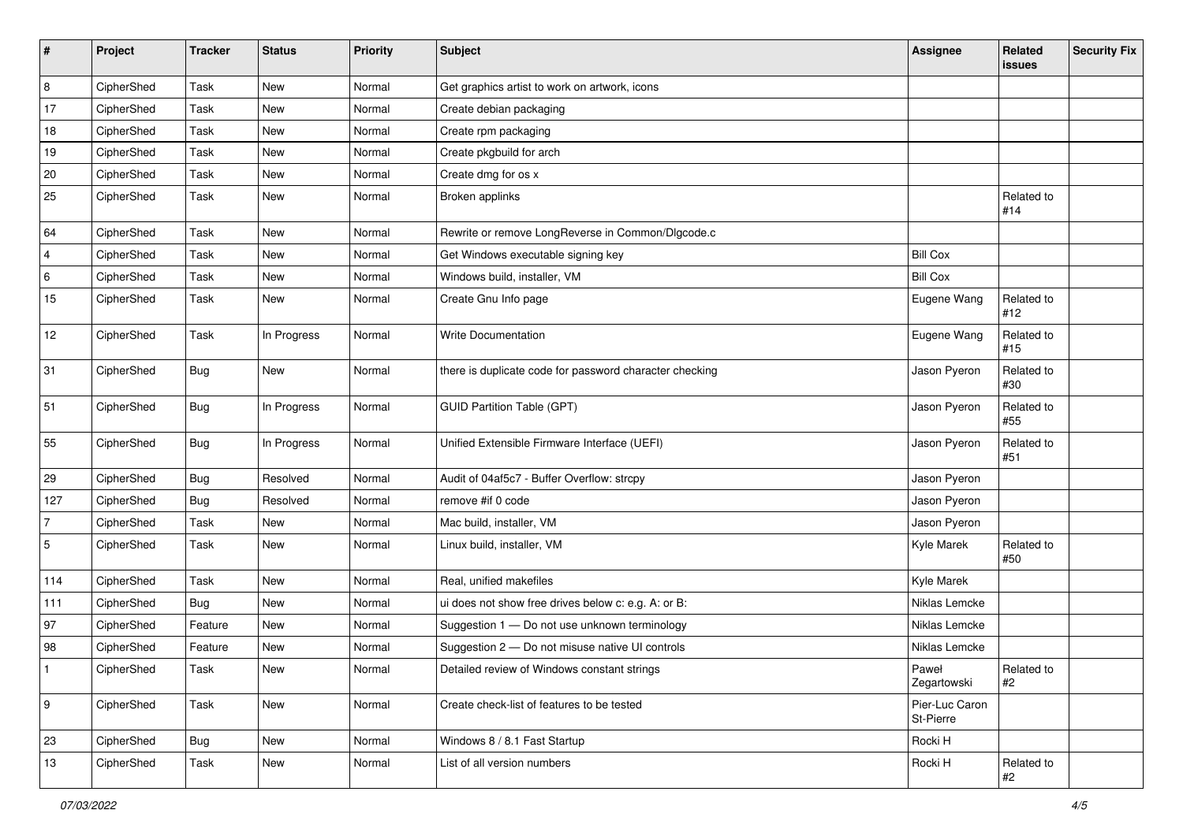| # | Project | Tracker | Status | Priority | Subject | Assignee | Related issues | Security Fix |
|---|---|---|---|---|---|---|---|---|
| 8 | CipherShed | Task | New | Normal | Get graphics artist to work on artwork, icons | | | |
| 17 | CipherShed | Task | New | Normal | Create debian packaging | | | |
| 18 | CipherShed | Task | New | Normal | Create rpm packaging | | | |
| 19 | CipherShed | Task | New | Normal | Create pkgbuild for arch | | | |
| 20 | CipherShed | Task | New | Normal | Create dmg for os x | | | |
| 25 | CipherShed | Task | New | Normal | Broken applinks | | Related to #14 | |
| 64 | CipherShed | Task | New | Normal | Rewrite or remove LongReverse in Common/Dlgcode.c | | | |
| 4 | CipherShed | Task | New | Normal | Get Windows executable signing key | Bill Cox | | |
| 6 | CipherShed | Task | New | Normal | Windows build, installer, VM | Bill Cox | | |
| 15 | CipherShed | Task | New | Normal | Create Gnu Info page | Eugene Wang | Related to #12 | |
| 12 | CipherShed | Task | In Progress | Normal | Write Documentation | Eugene Wang | Related to #15 | |
| 31 | CipherShed | Bug | New | Normal | there is duplicate code for password character checking | Jason Pyeron | Related to #30 | |
| 51 | CipherShed | Bug | In Progress | Normal | GUID Partition Table (GPT) | Jason Pyeron | Related to #55 | |
| 55 | CipherShed | Bug | In Progress | Normal | Unified Extensible Firmware Interface (UEFI) | Jason Pyeron | Related to #51 | |
| 29 | CipherShed | Bug | Resolved | Normal | Audit of 04af5c7 - Buffer Overflow: strcpy | Jason Pyeron | | |
| 127 | CipherShed | Bug | Resolved | Normal | remove #if 0 code | Jason Pyeron | | |
| 7 | CipherShed | Task | New | Normal | Mac build, installer, VM | Jason Pyeron | | |
| 5 | CipherShed | Task | New | Normal | Linux build, installer, VM | Kyle Marek | Related to #50 | |
| 114 | CipherShed | Task | New | Normal | Real, unified makefiles | Kyle Marek | | |
| 111 | CipherShed | Bug | New | Normal | ui does not show free drives below c: e.g. A: or B: | Niklas Lemcke | | |
| 97 | CipherShed | Feature | New | Normal | Suggestion 1 — Do not use unknown terminology | Niklas Lemcke | | |
| 98 | CipherShed | Feature | New | Normal | Suggestion 2 — Do not misuse native UI controls | Niklas Lemcke | | |
| 1 | CipherShed | Task | New | Normal | Detailed review of Windows constant strings | Paweł Zegartowski | Related to #2 | |
| 9 | CipherShed | Task | New | Normal | Create check-list of features to be tested | Pier-Luc Caron St-Pierre | | |
| 23 | CipherShed | Bug | New | Normal | Windows 8 / 8.1 Fast Startup | Rocki H | | |
| 13 | CipherShed | Task | New | Normal | List of all version numbers | Rocki H | Related to #2 | |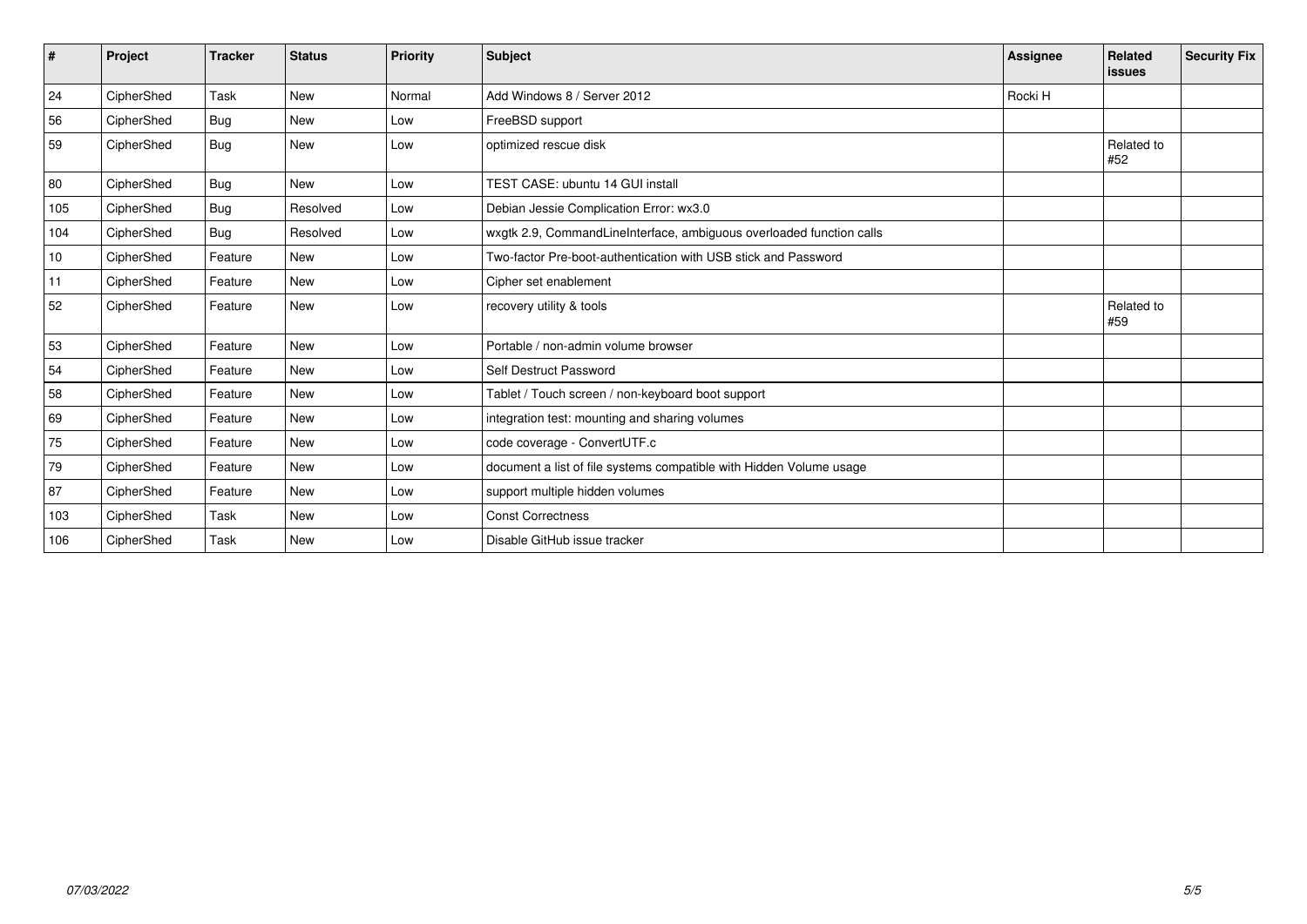| # | Project | Tracker | Status | Priority | Subject | Assignee | Related issues | Security Fix |
|---|---|---|---|---|---|---|---|---|
| 24 | CipherShed | Task | New | Normal | Add Windows 8 / Server 2012 | Rocki H | | |
| 56 | CipherShed | Bug | New | Low | FreeBSD support | | | |
| 59 | CipherShed | Bug | New | Low | optimized rescue disk | | Related to #52 | |
| 80 | CipherShed | Bug | New | Low | TEST CASE: ubuntu 14 GUI install | | | |
| 105 | CipherShed | Bug | Resolved | Low | Debian Jessie Complication Error: wx3.0 | | | |
| 104 | CipherShed | Bug | Resolved | Low | wxgtk 2.9, CommandLineInterface, ambiguous overloaded function calls | | | |
| 10 | CipherShed | Feature | New | Low | Two-factor Pre-boot-authentication with USB stick and Password | | | |
| 11 | CipherShed | Feature | New | Low | Cipher set enablement | | | |
| 52 | CipherShed | Feature | New | Low | recovery utility & tools | | Related to #59 | |
| 53 | CipherShed | Feature | New | Low | Portable / non-admin volume browser | | | |
| 54 | CipherShed | Feature | New | Low | Self Destruct Password | | | |
| 58 | CipherShed | Feature | New | Low | Tablet / Touch screen / non-keyboard boot support | | | |
| 69 | CipherShed | Feature | New | Low | integration test: mounting and sharing volumes | | | |
| 75 | CipherShed | Feature | New | Low | code coverage - ConvertUTF.c | | | |
| 79 | CipherShed | Feature | New | Low | document a list of file systems compatible with Hidden Volume usage | | | |
| 87 | CipherShed | Feature | New | Low | support multiple hidden volumes | | | |
| 103 | CipherShed | Task | New | Low | Const Correctness | | | |
| 106 | CipherShed | Task | New | Low | Disable GitHub issue tracker | | | |

*07/03/2022*